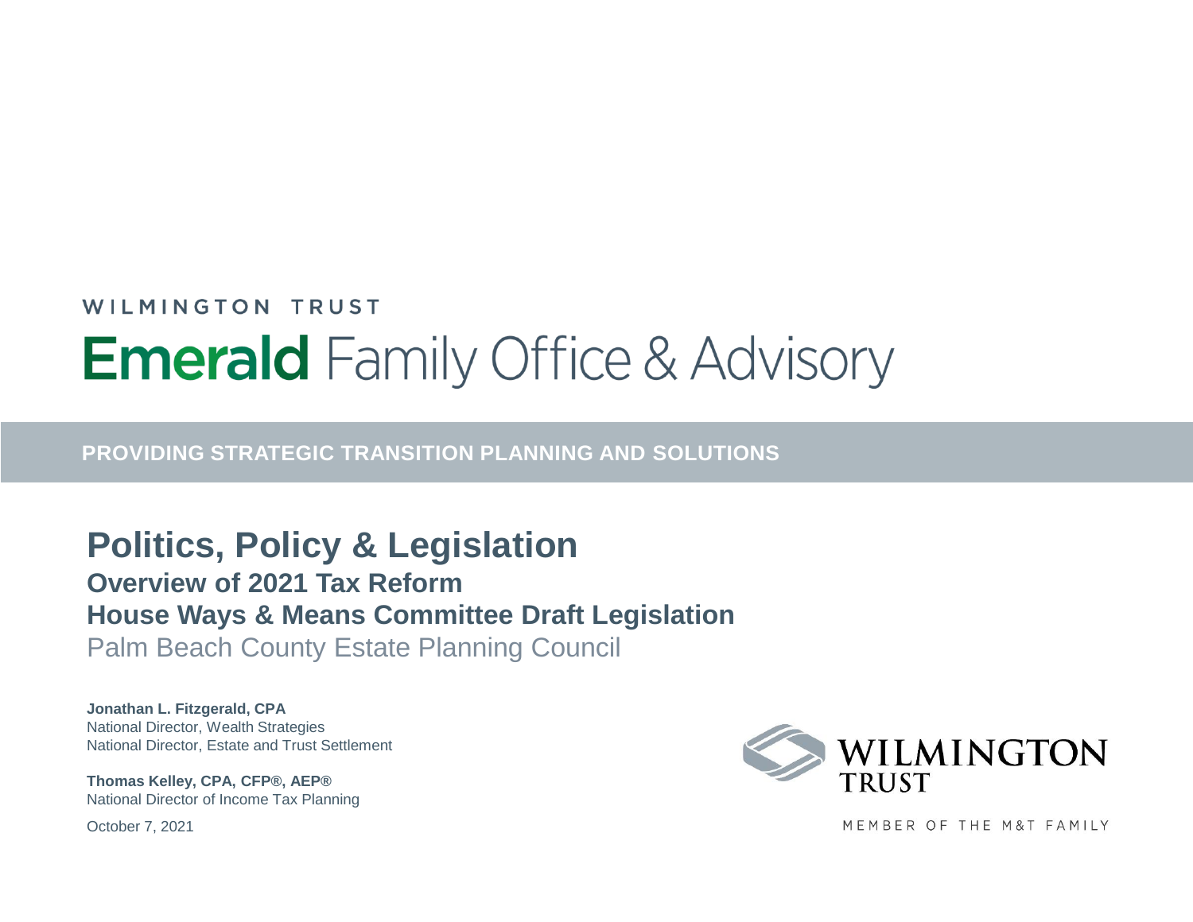WILMINGTON TRUST

**Emerald** Family Office & Advisory

**PROVIDING STRATEGIC TRANSITION PLANNING AND SOLUTIONS**

# Politics, Policy & Legislation

## Overview of 2021 Tax Reform

## House Ways & Means Committee Draft Legislation

Palm Beach County Estate Planning Council

**Jonathan L. Fitzgerald, CPA**
National Director, Wealth Strategies
National Director, Estate and Trust Settlement

**Thomas Kelley, CPA, CFP®, AEP®**
National Director of Income Tax Planning

October 7, 2021

WILMINGTON TRUST

MEMBER OF THE M&T FAMILY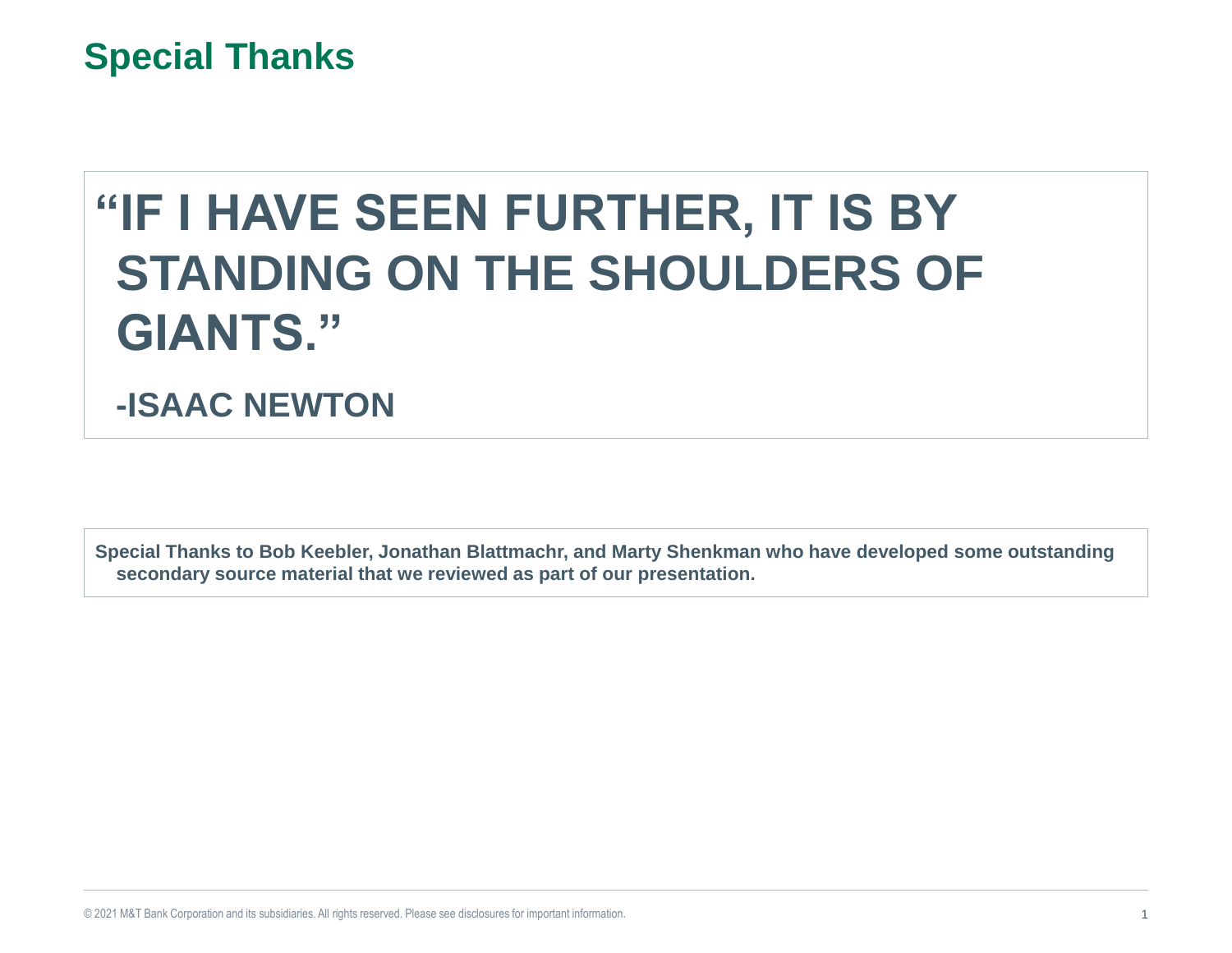# Special Thanks

**"IF I HAVE SEEN FURTHER, IT IS BY STANDING ON THE SHOULDERS OF GIANTS."**

**-ISAAC NEWTON**

**Special Thanks to Bob Keebler, Jonathan Blattmachr, and Marty Shenkman who have developed some outstanding secondary source material that we reviewed as part of our presentation.**

© 2021 M&T Bank Corporation and its subsidiaries. All rights reserved. Please see disclosures for important information.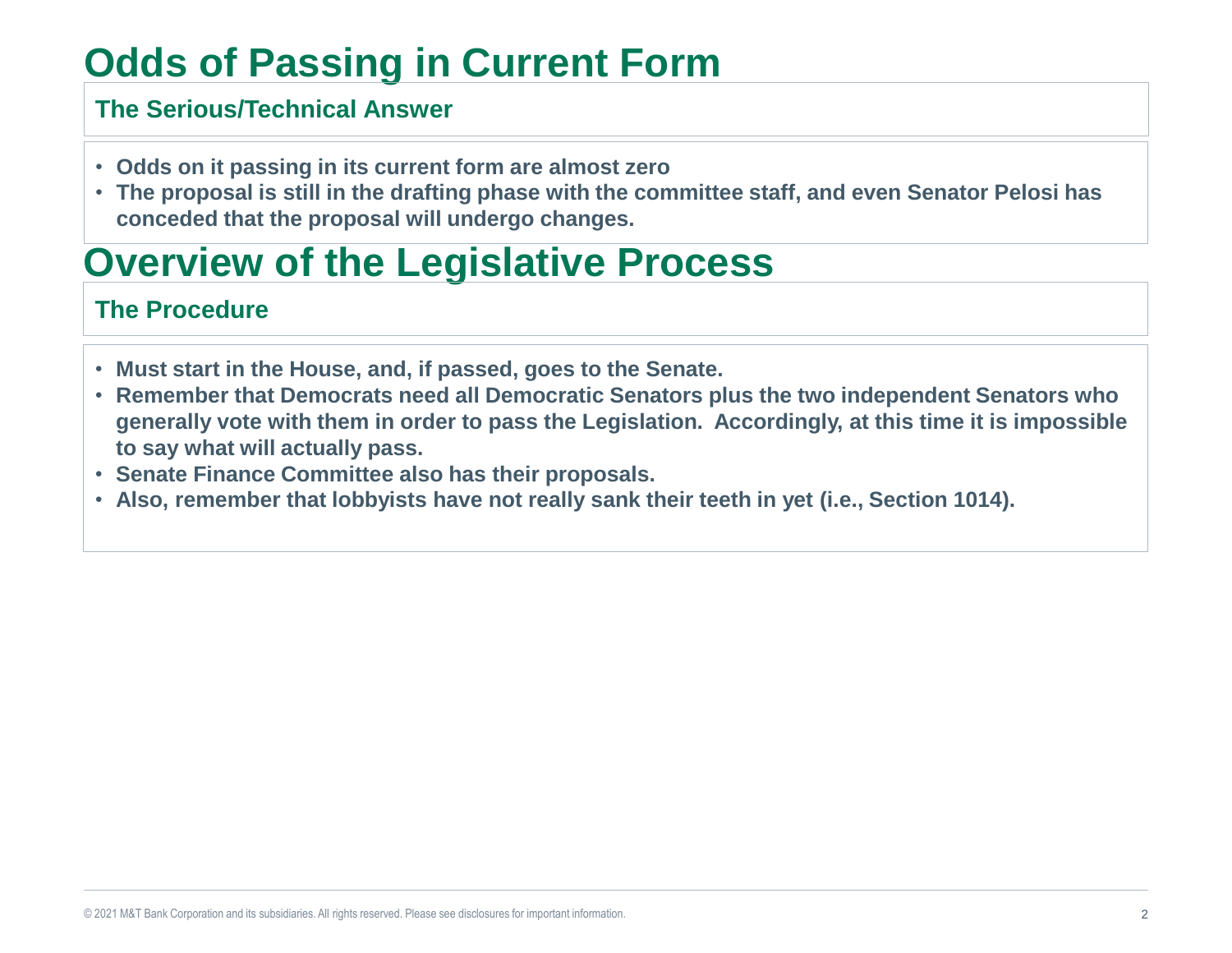# Odds of Passing in Current Form

## The Serious/Technical Answer

- **Odds on it passing in its current form are almost zero**
- **The proposal is still in the drafting phase with the committee staff, and even Senator Pelosi has conceded that the proposal will undergo changes.**

# Overview of the Legislative Process

## The Procedure

- **Must start in the House, and, if passed, goes to the Senate.**
- **Remember that Democrats need all Democratic Senators plus the two independent Senators who generally vote with them in order to pass the Legislation. Accordingly, at this time it is impossible to say what will actually pass.**
- **Senate Finance Committee also has their proposals.**
- **Also, remember that lobbyists have not really sank their teeth in yet (i.e., Section 1014).**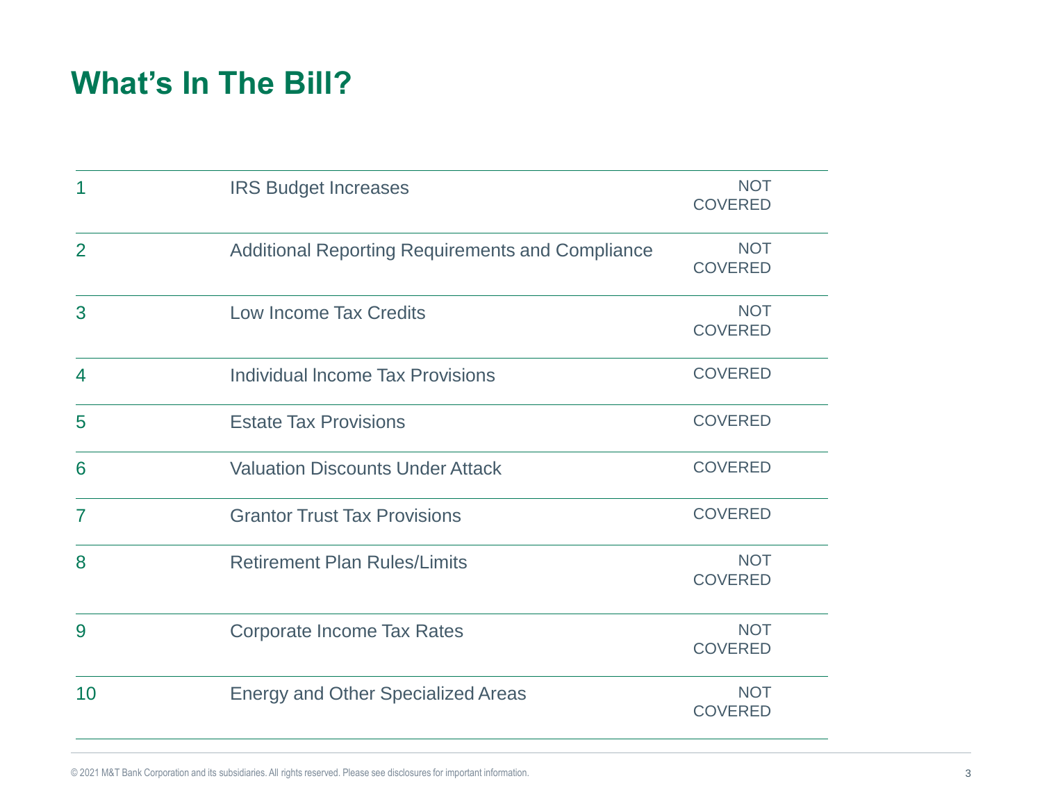# What's In The Bill?

| | | |
|---|---|---|
| 1 | IRS Budget Increases | NOT COVERED |
| 2 | Additional Reporting Requirements and Compliance | NOT COVERED |
| 3 | Low Income Tax Credits | NOT COVERED |
| 4 | Individual Income Tax Provisions | COVERED |
| 5 | Estate Tax Provisions | COVERED |
| 6 | Valuation Discounts Under Attack | COVERED |
| 7 | Grantor Trust Tax Provisions | COVERED |
| 8 | Retirement Plan Rules/Limits | NOT COVERED |
| 9 | Corporate Income Tax Rates | NOT COVERED |
| 10 | Energy and Other Specialized Areas | NOT COVERED |

© 2021 M&T Bank Corporation and its subsidiaries. All rights reserved. Please see disclosures for important information.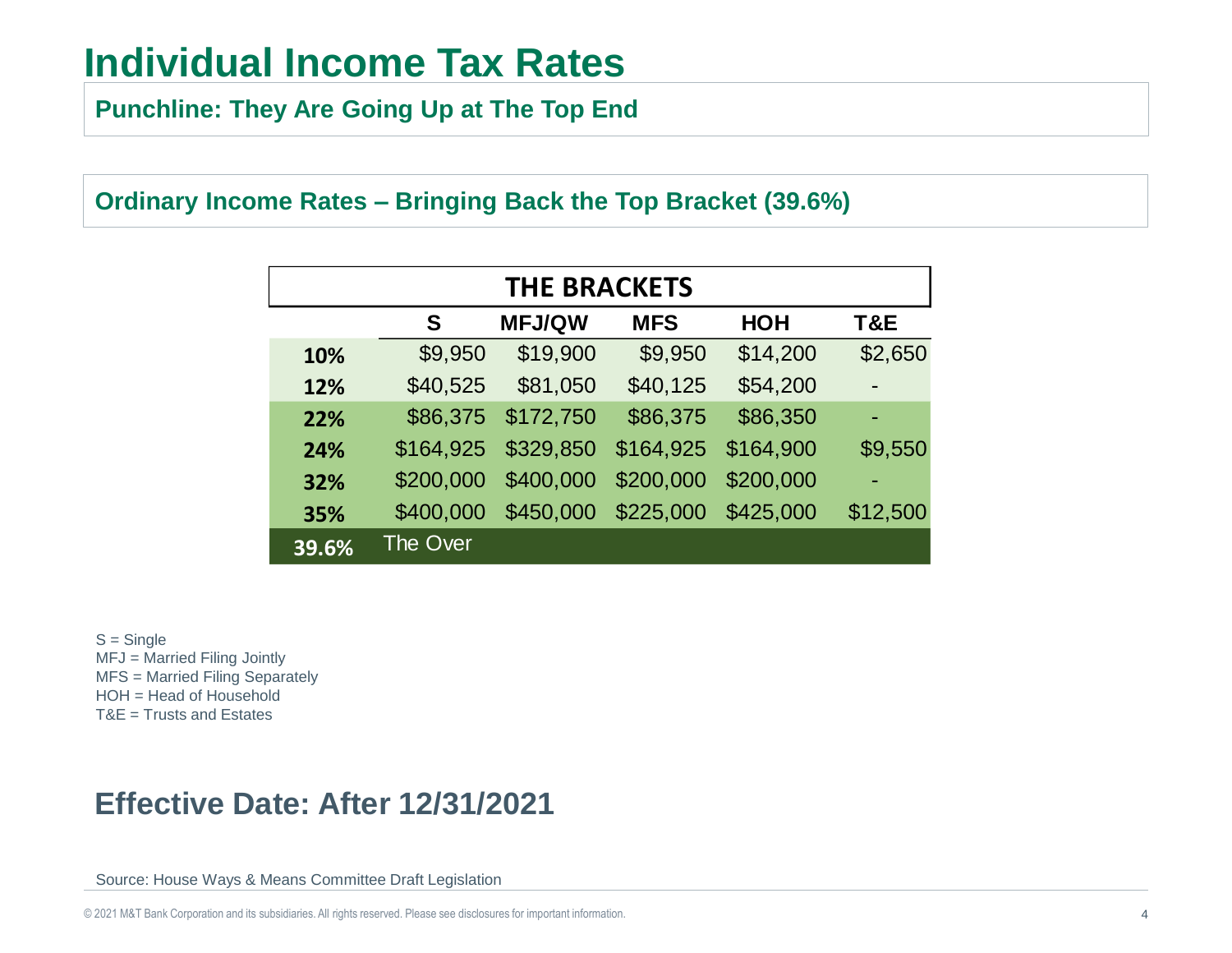# Individual Income Tax Rates

**Punchline: They Are Going Up at The Top End**

**Ordinary Income Rates – Bringing Back the Top Bracket (39.6%)**

| THE BRACKETS | | | | | |
|---|---|---|---|---|---|
| | **S** | **MFJ/QW** | **MFS** | **HOH** | **T&E** |
| **10%** | $9,950 | $19,900 | $9,950 | $14,200 | $2,650 |
| **12%** | $40,525 | $81,050 | $40,125 | $54,200 | - |
| **22%** | $86,375 | $172,750 | $86,375 | $86,350 | - |
| **24%** | $164,925 | $329,850 | $164,925 | $164,900 | $9,550 |
| **32%** | $200,000 | $400,000 | $200,000 | $200,000 | - |
| **35%** | $400,000 | $450,000 | $225,000 | $425,000 | $12,500 |
| **39.6%** | The Over | | | | |

S = Single
MFJ = Married Filing Jointly
MFS = Married Filing Separately
HOH = Head of Household
T&E = Trusts and Estates

## Effective Date: After 12/31/2021

Source: House Ways & Means Committee Draft Legislation

© 2021 M&T Bank Corporation and its subsidiaries. All rights reserved. Please see disclosures for important information.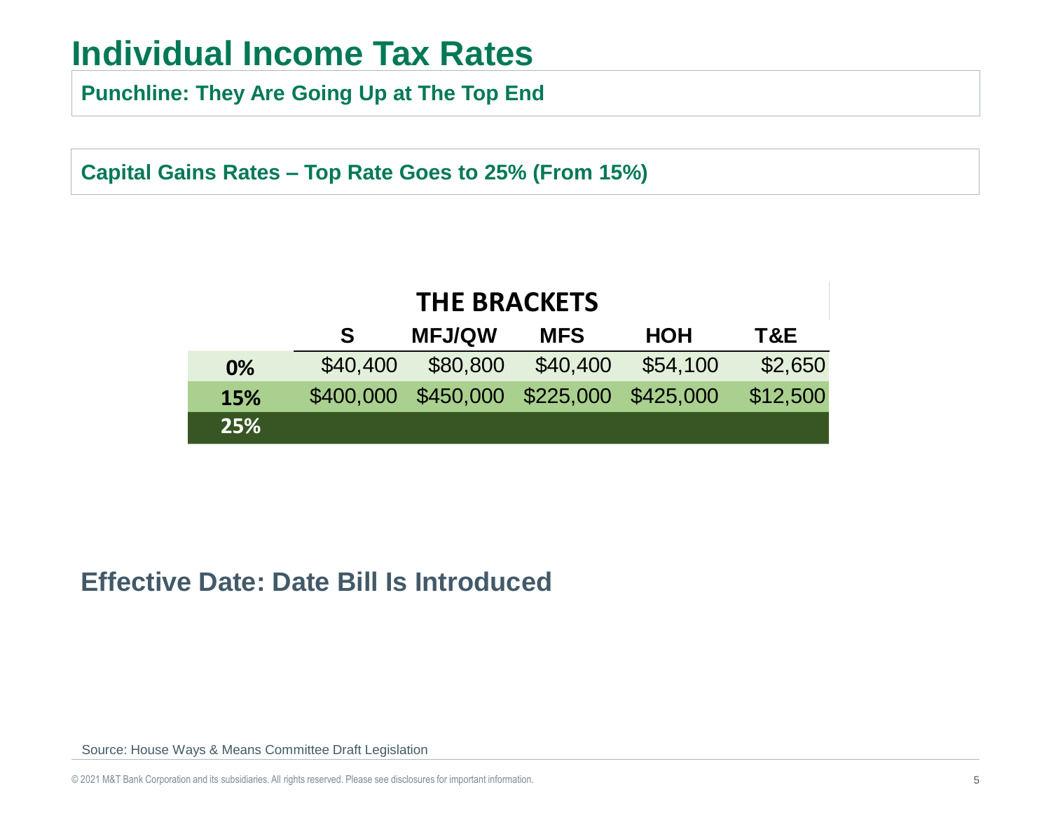# Individual Income Tax Rates

**Punchline: They Are Going Up at The Top End**

**Capital Gains Rates – Top Rate Goes to 25% (From 15%)**

**THE BRACKETS**

| | S | MFJ/QW | MFS | HOH | T&E |
|---|---|---|---|---|---|
| **0%** | $40,400 | $80,800 | $40,400 | $54,100 | $2,650 |
| **15%** | $400,000 | $450,000 | $225,000 | $425,000 | $12,500 |
| **25%** | | | | | |

## Effective Date: Date Bill Is Introduced

Source: House Ways & Means Committee Draft Legislation

© 2021 M&T Bank Corporation and its subsidiaries. All rights reserved. Please see disclosures for important information.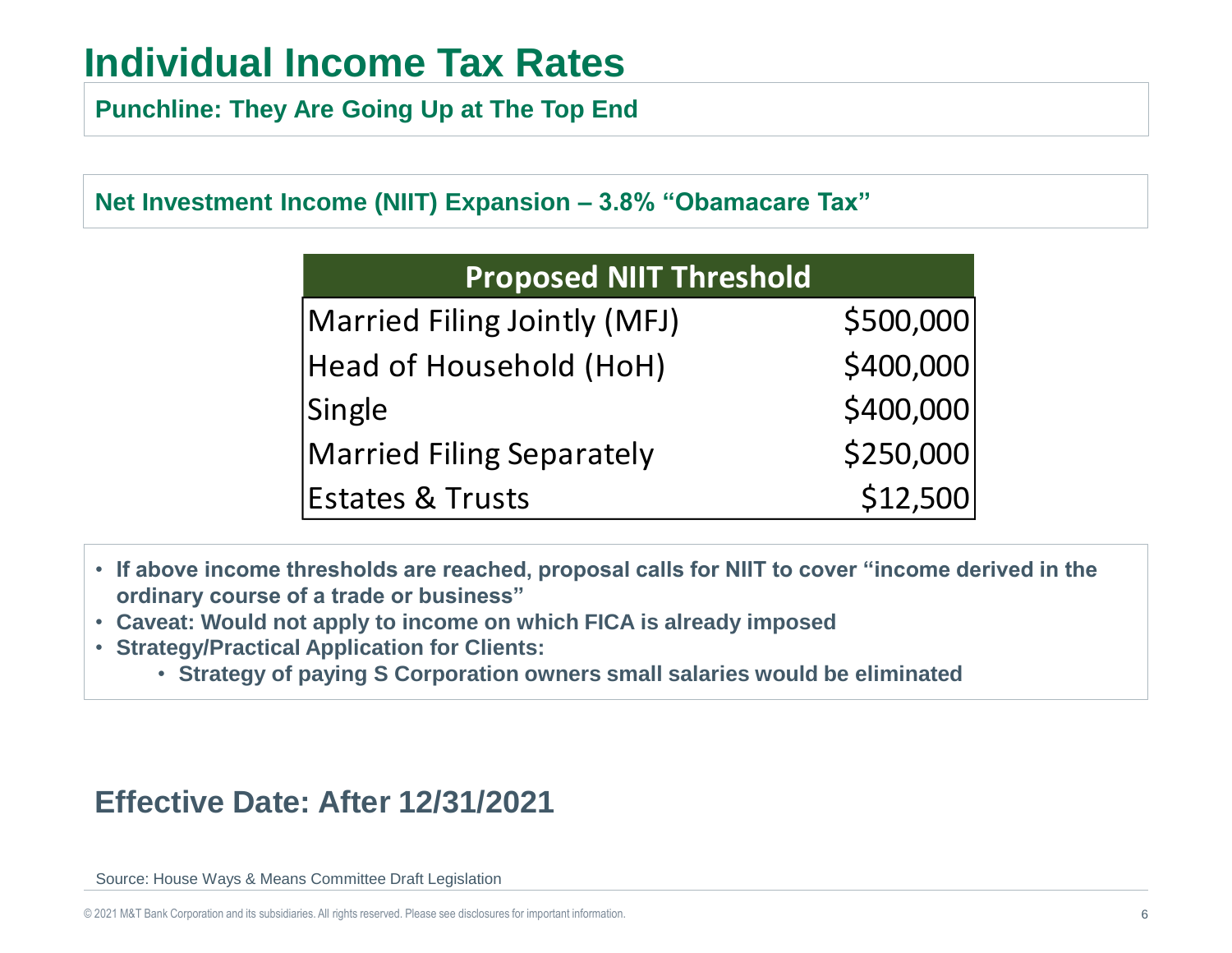# Individual Income Tax Rates

**Punchline: They Are Going Up at The Top End**

**Net Investment Income (NIIT) Expansion – 3.8% "Obamacare Tax"**

| Proposed NIIT Threshold | |
|---|---|
| Married Filing Jointly (MFJ) | $500,000 |
| Head of Household (HoH) | $400,000 |
| Single | $400,000 |
| Married Filing Separately | $250,000 |
| Estates & Trusts | $12,500 |

- **If above income thresholds are reached, proposal calls for NIIT to cover "income derived in the ordinary course of a trade or business"**
- **Caveat: Would not apply to income on which FICA is already imposed**
- **Strategy/Practical Application for Clients:**
  - **Strategy of paying S Corporation owners small salaries would be eliminated**

## Effective Date: After 12/31/2021

Source: House Ways & Means Committee Draft Legislation

© 2021 M&T Bank Corporation and its subsidiaries. All rights reserved. Please see disclosures for important information.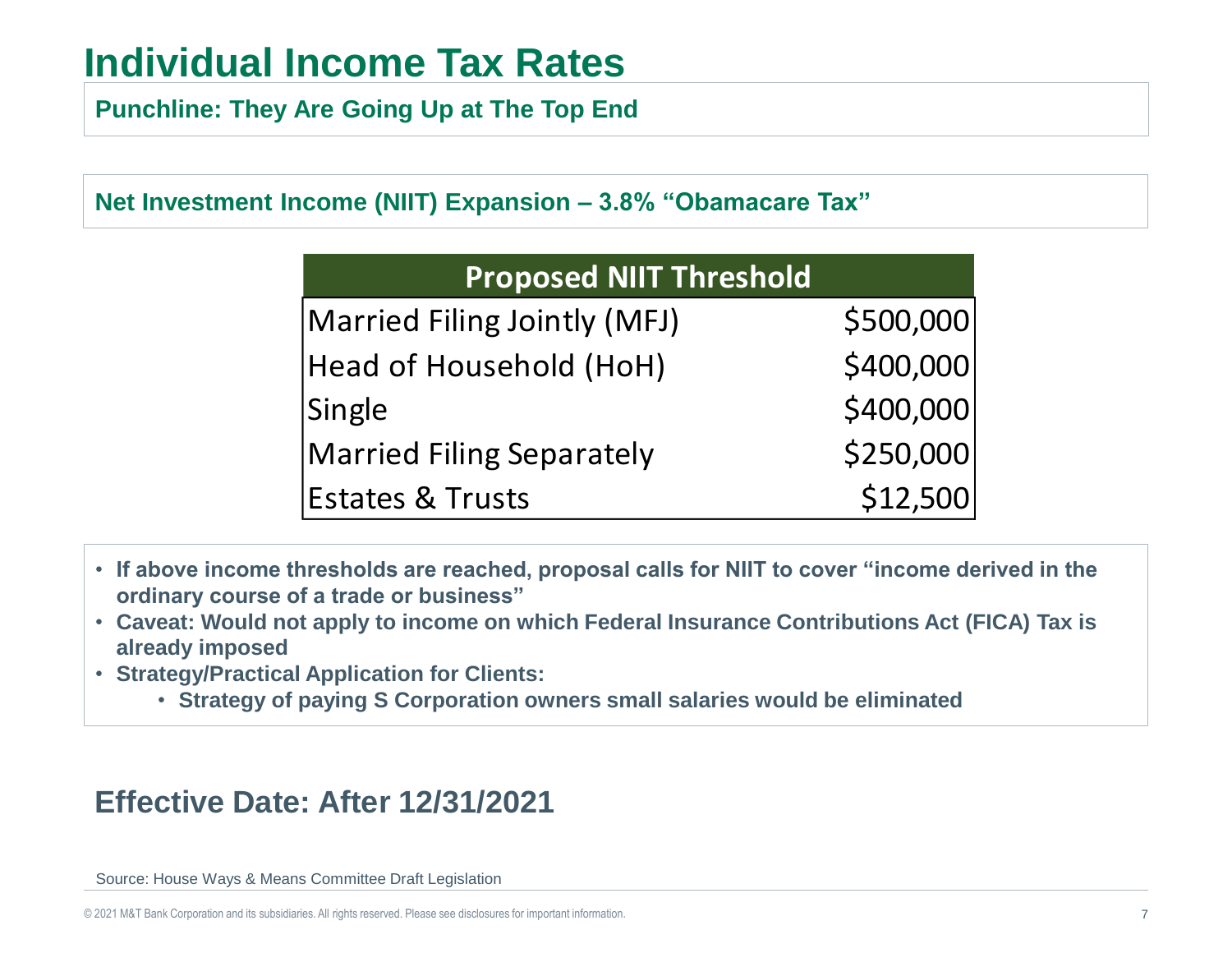# Individual Income Tax Rates

**Punchline: They Are Going Up at The Top End**

**Net Investment Income (NIIT) Expansion – 3.8% "Obamacare Tax"**

| Proposed NIIT Threshold | |
|---|---|
| Married Filing Jointly (MFJ) | $500,000 |
| Head of Household (HoH) | $400,000 |
| Single | $400,000 |
| Married Filing Separately | $250,000 |
| Estates & Trusts | $12,500 |

- **If above income thresholds are reached, proposal calls for NIIT to cover "income derived in the ordinary course of a trade or business"**
- **Caveat: Would not apply to income on which Federal Insurance Contributions Act (FICA) Tax is already imposed**
- **Strategy/Practical Application for Clients:**
  - **Strategy of paying S Corporation owners small salaries would be eliminated**

## Effective Date: After 12/31/2021

Source: House Ways & Means Committee Draft Legislation

© 2021 M&T Bank Corporation and its subsidiaries. All rights reserved. Please see disclosures for important information.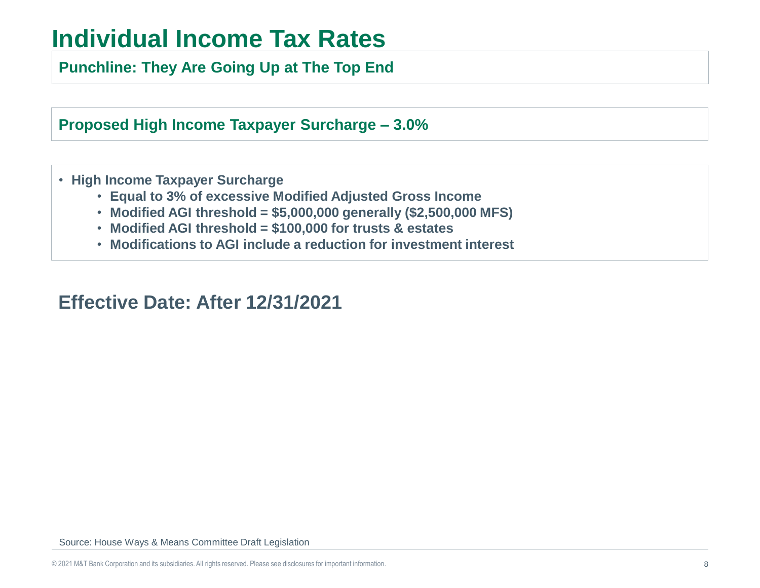# Individual Income Tax Rates

**Punchline: They Are Going Up at The Top End**

**Proposed High Income Taxpayer Surcharge – 3.0%**

- **High Income Taxpayer Surcharge**
  - **Equal to 3% of excessive Modified Adjusted Gross Income**
  - **Modified AGI threshold = $5,000,000 generally ($2,500,000 MFS)**
  - **Modified AGI threshold = $100,000 for trusts & estates**
  - **Modifications to AGI include a reduction for investment interest**

## Effective Date: After 12/31/2021

Source: House Ways & Means Committee Draft Legislation

© 2021 M&T Bank Corporation and its subsidiaries. All rights reserved. Please see disclosures for important information.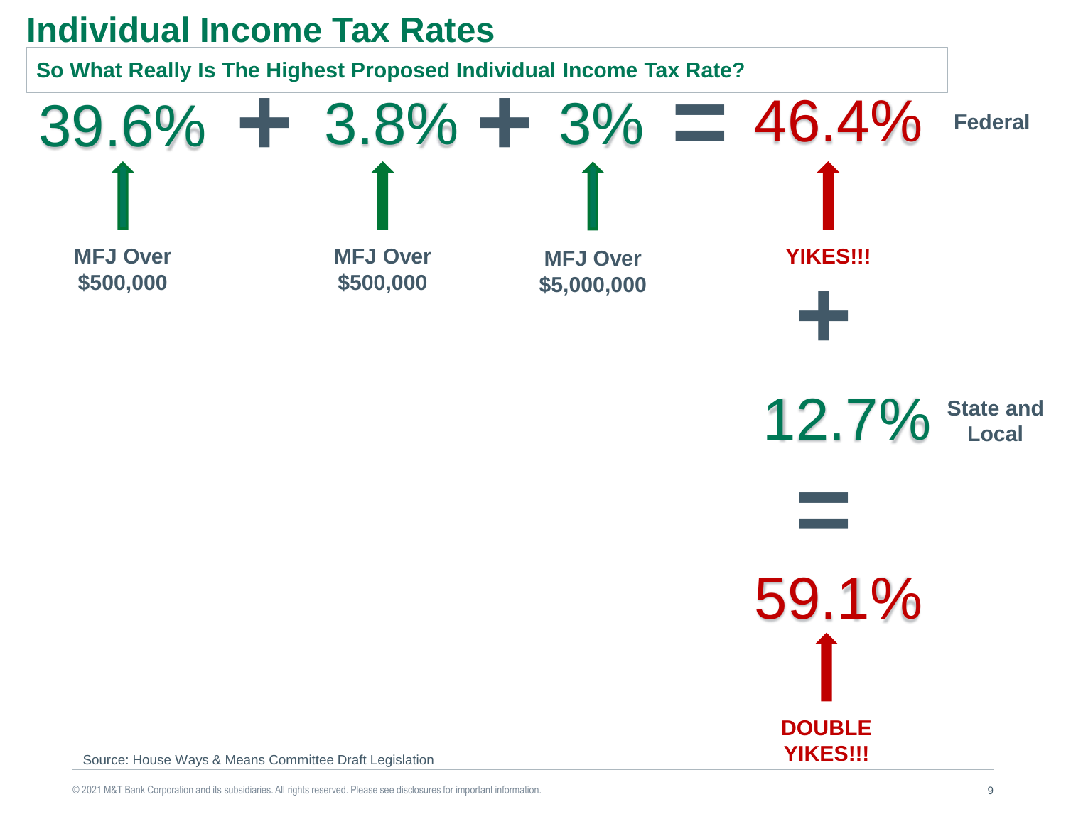# Individual Income Tax Rates

## So What Really Is The Highest Proposed Individual Income Tax Rate?

**39.6%** + **3.8%** + **3%** = **46.4%** **Federal**

- 39.6%: **MFJ Over $500,000**
- 3.8%: **MFJ Over $500,000**
- 3%: **MFJ Over $5,000,000**
- 46.4%: **YIKES!!!**

\+

**12.7%** **State and Local**

=

**59.1%**

**DOUBLE YIKES!!!**

Source: House Ways & Means Committee Draft Legislation

© 2021 M&T Bank Corporation and its subsidiaries. All rights reserved. Please see disclosures for important information.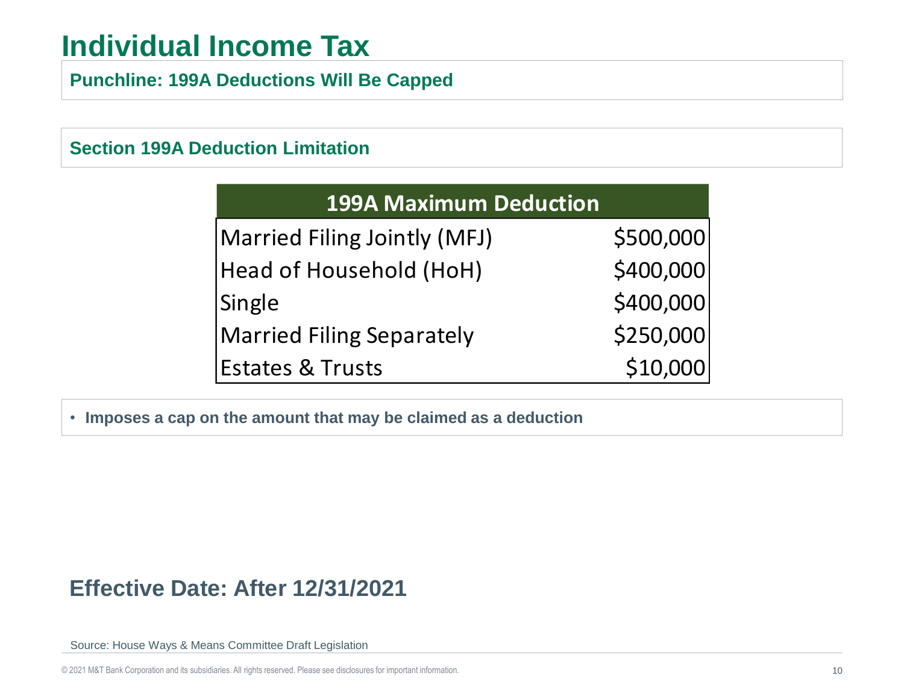# Individual Income Tax

**Punchline: 199A Deductions Will Be Capped**

## Section 199A Deduction Limitation

| 199A Maximum Deduction | |
|---|---|
| Married Filing Jointly (MFJ) | $500,000 |
| Head of Household (HoH) | $400,000 |
| Single | $400,000 |
| Married Filing Separately | $250,000 |
| Estates & Trusts | $10,000 |

- **Imposes a cap on the amount that may be claimed as a deduction**

## Effective Date: After 12/31/2021

Source: House Ways & Means Committee Draft Legislation

© 2021 M&T Bank Corporation and its subsidiaries. All rights reserved. Please see disclosures for important information.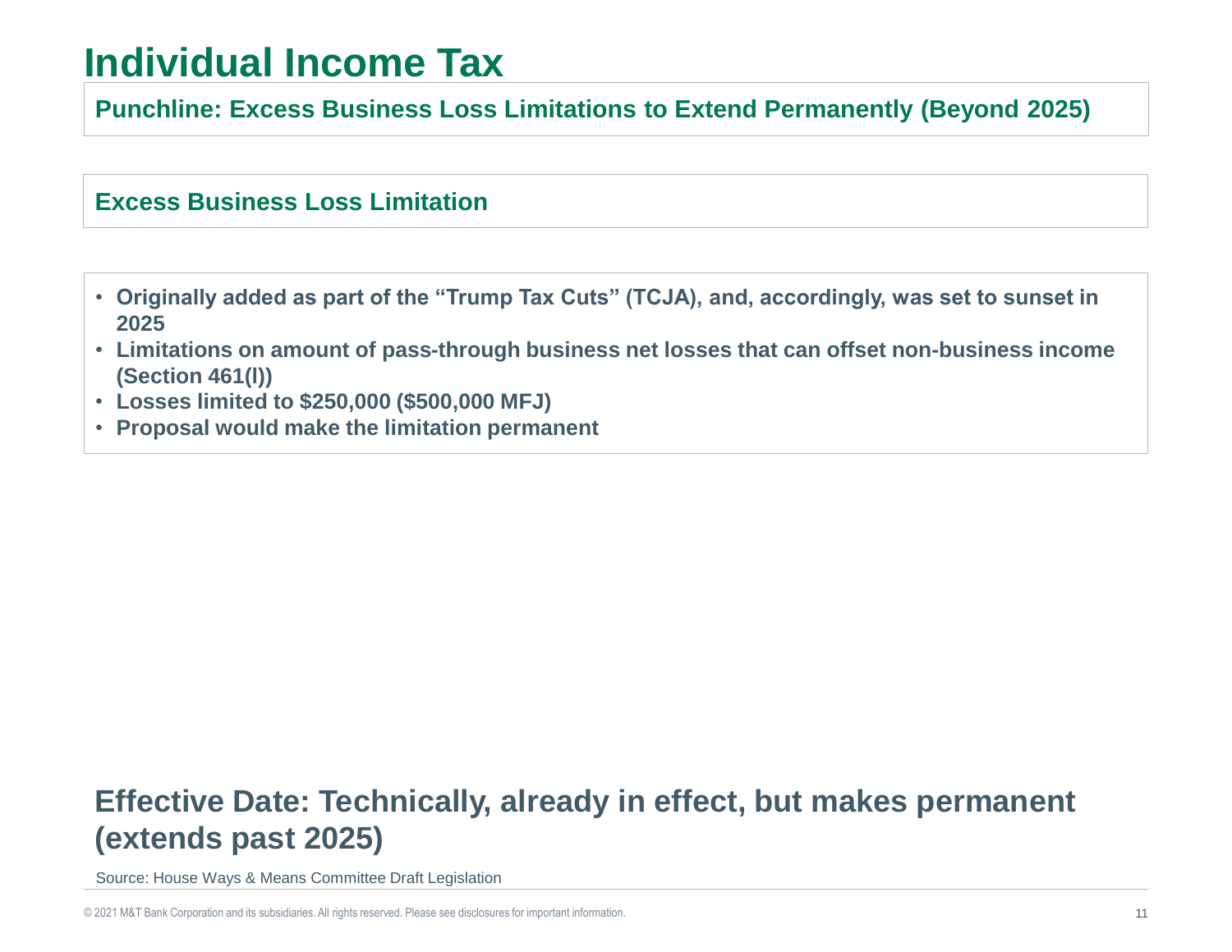# Individual Income Tax

**Punchline: Excess Business Loss Limitations to Extend Permanently (Beyond 2025)**

## Excess Business Loss Limitation

- **Originally added as part of the “Trump Tax Cuts” (TCJA), and, accordingly, was set to sunset in 2025**
- **Limitations on amount of pass-through business net losses that can offset non-business income (Section 461(l))**
- **Losses limited to $250,000 ($500,000 MFJ)**
- **Proposal would make the limitation permanent**

**Effective Date: Technically, already in effect, but makes permanent (extends past 2025)**

Source: House Ways & Means Committee Draft Legislation

© 2021 M&T Bank Corporation and its subsidiaries. All rights reserved. Please see disclosures for important information.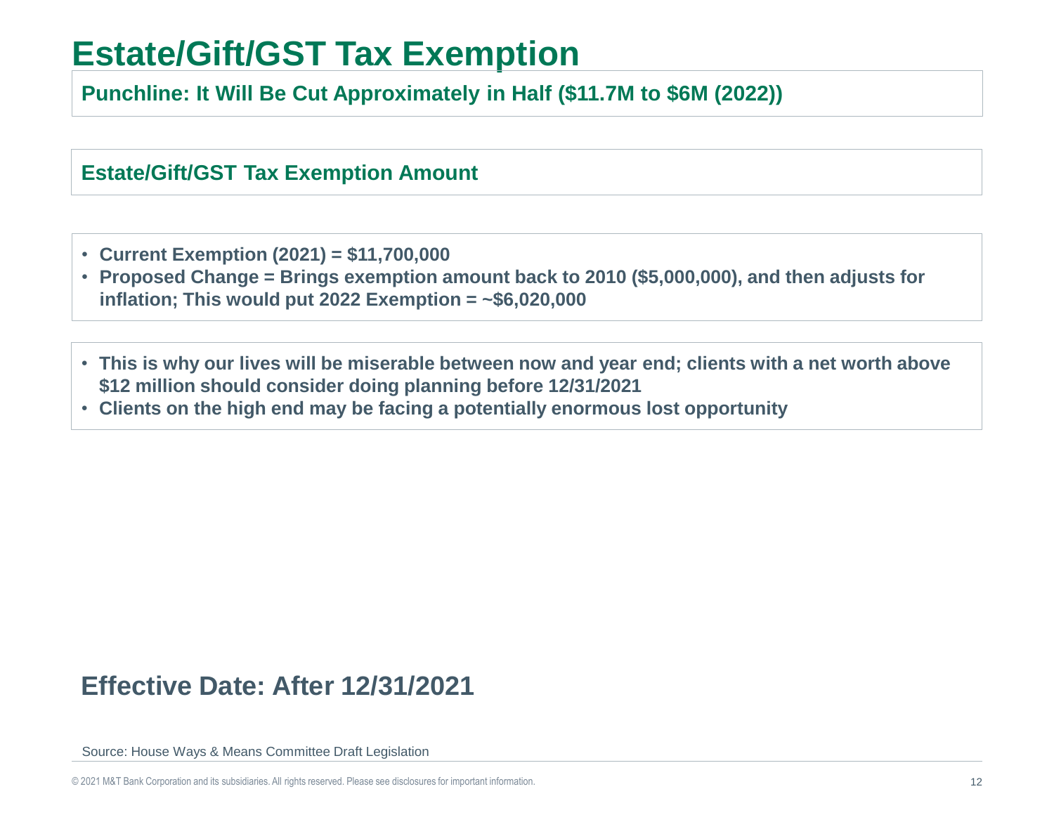# Estate/Gift/GST Tax Exemption

**Punchline: It Will Be Cut Approximately in Half ($11.7M to $6M (2022))**

**Estate/Gift/GST Tax Exemption Amount**

- **Current Exemption (2021) = $11,700,000**
- **Proposed Change = Brings exemption amount back to 2010 ($5,000,000), and then adjusts for inflation; This would put 2022 Exemption = ~$6,020,000**

- **This is why our lives will be miserable between now and year end; clients with a net worth above $12 million should consider doing planning before 12/31/2021**
- **Clients on the high end may be facing a potentially enormous lost opportunity**

## Effective Date: After 12/31/2021

Source: House Ways & Means Committee Draft Legislation

© 2021 M&T Bank Corporation and its subsidiaries. All rights reserved. Please see disclosures for important information.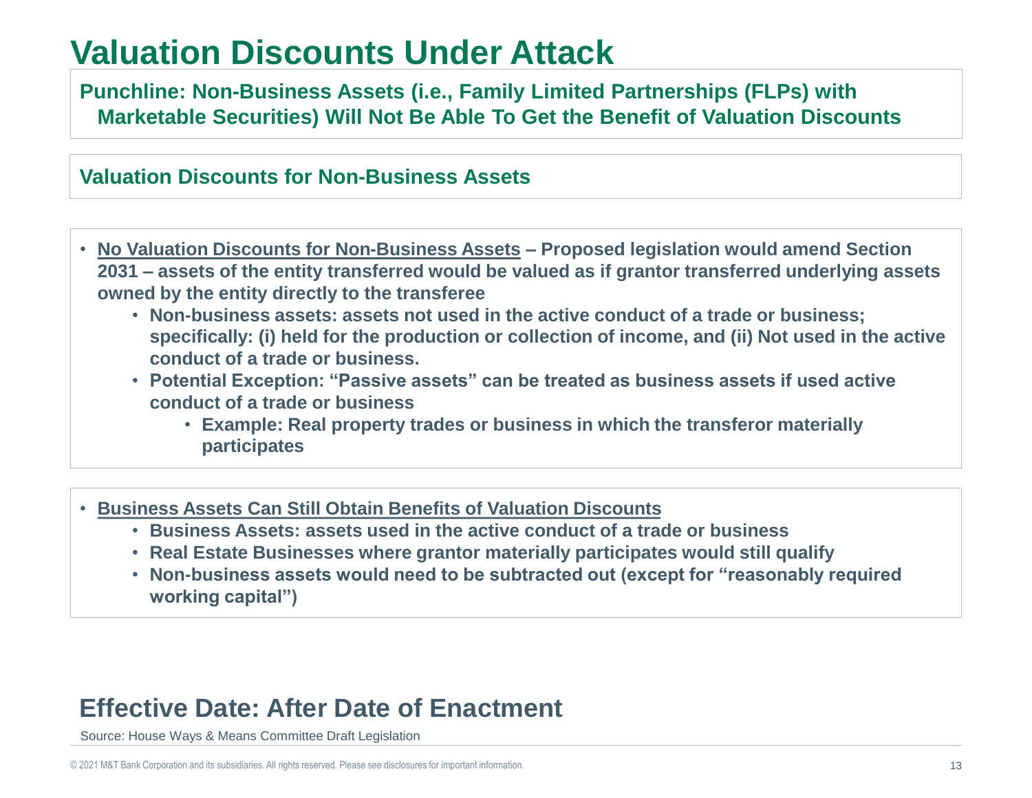# Valuation Discounts Under Attack

**Punchline: Non-Business Assets (i.e., Family Limited Partnerships (FLPs) with Marketable Securities) Will Not Be Able To Get the Benefit of Valuation Discounts**

## Valuation Discounts for Non-Business Assets

- **<u>No Valuation Discounts for Non-Business Assets</u> – Proposed legislation would amend Section 2031 – assets of the entity transferred would be valued as if grantor transferred underlying assets owned by the entity directly to the transferee**
  - **Non-business assets: assets not used in the active conduct of a trade or business; specifically: (i) held for the production or collection of income, and (ii) Not used in the active conduct of a trade or business.**
  - **Potential Exception: "Passive assets" can be treated as business assets if used active conduct of a trade or business**
    - **Example: Real property trades or business in which the transferor materially participates**

- **<u>Business Assets Can Still Obtain Benefits of Valuation Discounts</u>**
  - **Business Assets: assets used in the active conduct of a trade or business**
  - **Real Estate Businesses where grantor materially participates would still qualify**
  - **Non-business assets would need to be subtracted out (except for "reasonably required working capital")**

## Effective Date: After Date of Enactment

Source: House Ways & Means Committee Draft Legislation

© 2021 M&T Bank Corporation and its subsidiaries. All rights reserved. Please see disclosures for important information.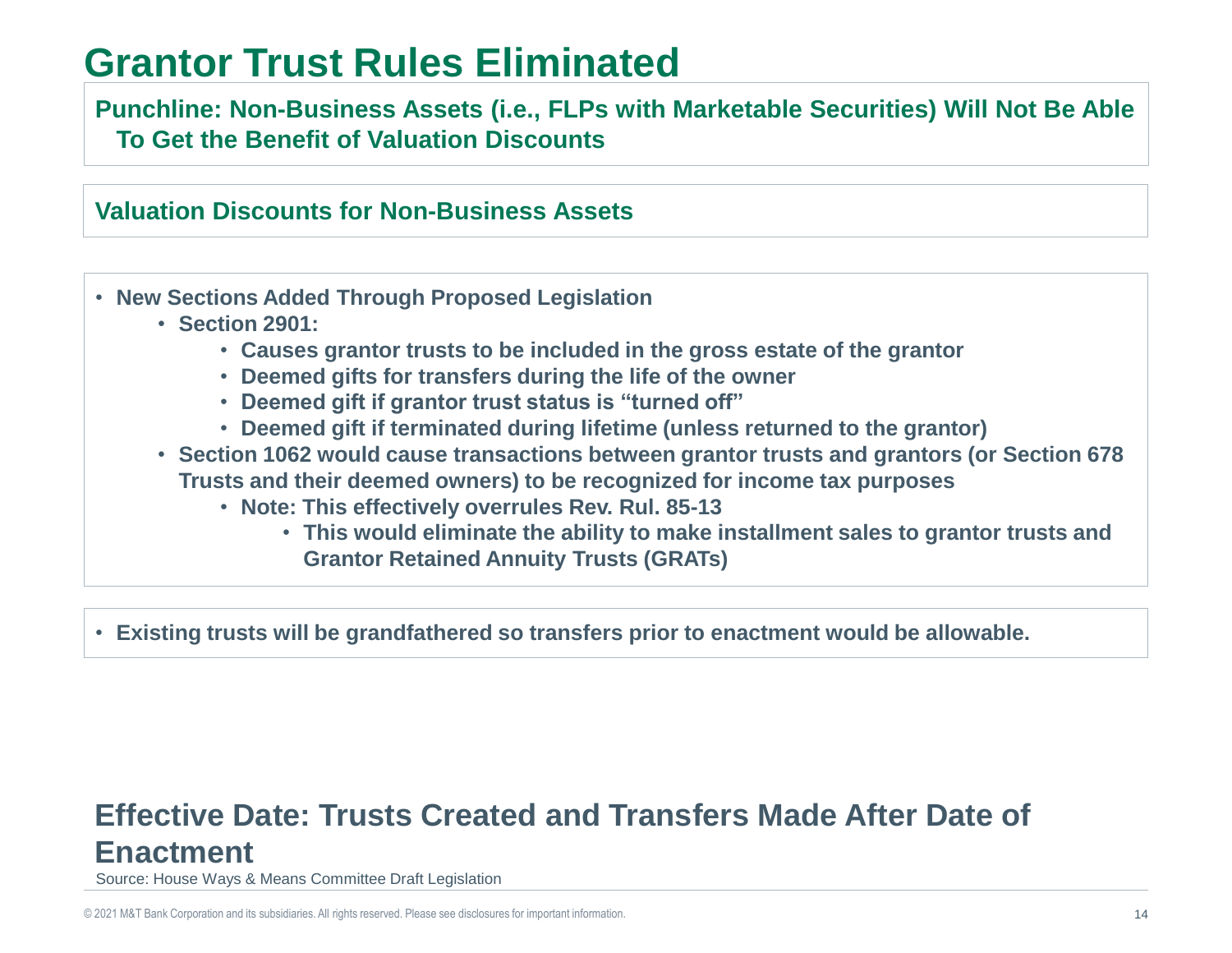# Grantor Trust Rules Eliminated

**Punchline: Non-Business Assets (i.e., FLPs with Marketable Securities) Will Not Be Able To Get the Benefit of Valuation Discounts**

**Valuation Discounts for Non-Business Assets**

- **New Sections Added Through Proposed Legislation**
  - **Section 2901:**
    - **Causes grantor trusts to be included in the gross estate of the grantor**
    - **Deemed gifts for transfers during the life of the owner**
    - **Deemed gift if grantor trust status is "turned off"**
    - **Deemed gift if terminated during lifetime (unless returned to the grantor)**
  - **Section 1062 would cause transactions between grantor trusts and grantors (or Section 678 Trusts and their deemed owners) to be recognized for income tax purposes**
    - **Note: This effectively overrules Rev. Rul. 85-13**
      - **This would eliminate the ability to make installment sales to grantor trusts and Grantor Retained Annuity Trusts (GRATs)**

- **Existing trusts will be grandfathered so transfers prior to enactment would be allowable.**

## Effective Date: Trusts Created and Transfers Made After Date of Enactment

Source: House Ways & Means Committee Draft Legislation

© 2021 M&T Bank Corporation and its subsidiaries. All rights reserved. Please see disclosures for important information.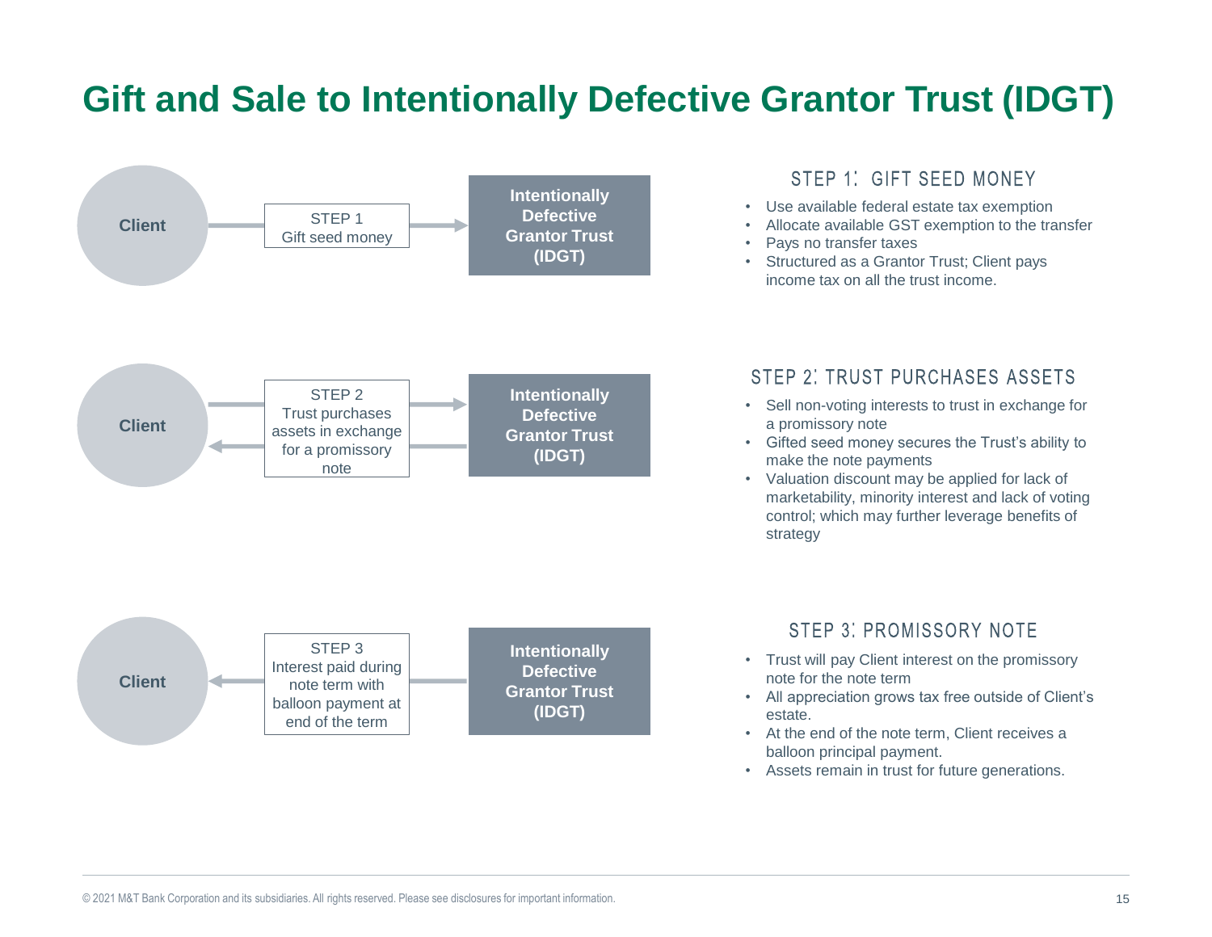# Gift and Sale to Intentionally Defective Grantor Trust (IDGT)

**Client** → STEP 1 Gift seed money → **Intentionally Defective Grantor Trust (IDGT)**

### STEP 1: GIFT SEED MONEY

- Use available federal estate tax exemption
- Allocate available GST exemption to the transfer
- Pays no transfer taxes
- Structured as a Grantor Trust; Client pays income tax on all the trust income.

**Client** ⇄ STEP 2 Trust purchases assets in exchange for a promissory note ⇄ **Intentionally Defective Grantor Trust (IDGT)**

### STEP 2: TRUST PURCHASES ASSETS

- Sell non-voting interests to trust in exchange for a promissory note
- Gifted seed money secures the Trust's ability to make the note payments
- Valuation discount may be applied for lack of marketability, minority interest and lack of voting control; which may further leverage benefits of strategy

**Client** ← STEP 3 Interest paid during note term with balloon payment at end of the term ← **Intentionally Defective Grantor Trust (IDGT)**

### STEP 3: PROMISSORY NOTE

- Trust will pay Client interest on the promissory note for the note term
- All appreciation grows tax free outside of Client's estate.
- At the end of the note term, Client receives a balloon principal payment.
- Assets remain in trust for future generations.

© 2021 M&T Bank Corporation and its subsidiaries. All rights reserved. Please see disclosures for important information.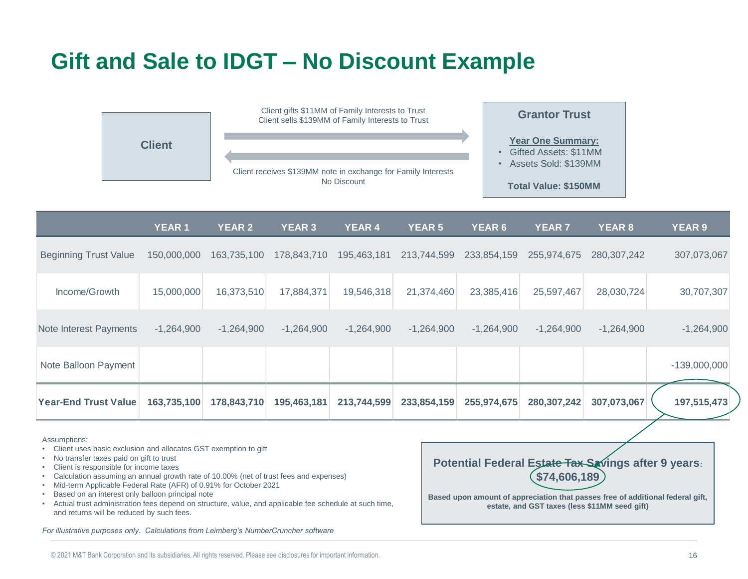# Gift and Sale to IDGT – No Discount Example

**Client**

Client gifts $11MM of Family Interests to Trust
Client sells $139MM of Family Interests to Trust

Client receives $139MM note in exchange for Family Interests
No Discount

**Grantor Trust**

**Year One Summary:**

- Gifted Assets: $11MM
- Assets Sold: $139MM

**Total Value: $150MM**

| | YEAR 1 | YEAR 2 | YEAR 3 | YEAR 4 | YEAR 5 | YEAR 6 | YEAR 7 | YEAR 8 | YEAR 9 |
|---|---|---|---|---|---|---|---|---|---|
| Beginning Trust Value | 150,000,000 | 163,735,100 | 178,843,710 | 195,463,181 | 213,744,599 | 233,854,159 | 255,974,675 | 280,307,242 | 307,073,067 |
| Income/Growth | 15,000,000 | 16,373,510 | 17,884,371 | 19,546,318 | 21,374,460 | 23,385,416 | 25,597,467 | 28,030,724 | 30,707,307 |
| Note Interest Payments | -1,264,900 | -1,264,900 | -1,264,900 | -1,264,900 | -1,264,900 | -1,264,900 | -1,264,900 | -1,264,900 | -1,264,900 |
| Note Balloon Payment | | | | | | | | | -139,000,000 |
| **Year-End Trust Value** | **163,735,100** | **178,843,710** | **195,463,181** | **213,744,599** | **233,854,159** | **255,974,675** | **280,307,242** | **307,073,067** | **197,515,473** |

Assumptions:

- Client uses basic exclusion and allocates GST exemption to gift
- No transfer taxes paid on gift to trust
- Client is responsible for income taxes
- Calculation assuming an annual growth rate of 10.00% (net of trust fees and expenses)
- Mid-term Applicable Federal Rate (AFR) of 0.91% for October 2021
- Based on an interest only balloon principal note
- Actual trust administration fees depend on structure, value, and applicable fee schedule at such time, and returns will be reduced by such fees.

*For illustrative purposes only. Calculations from Leimberg's NumberCruncher software*

**Potential Federal Estate Tax Savings after 9 years: $74,606,189**

**Based upon amount of appreciation that passes free of additional federal gift, estate, and GST taxes (less $11MM seed gift)**

© 2021 M&T Bank Corporation and its subsidiaries. All rights reserved. Please see disclosures for important information.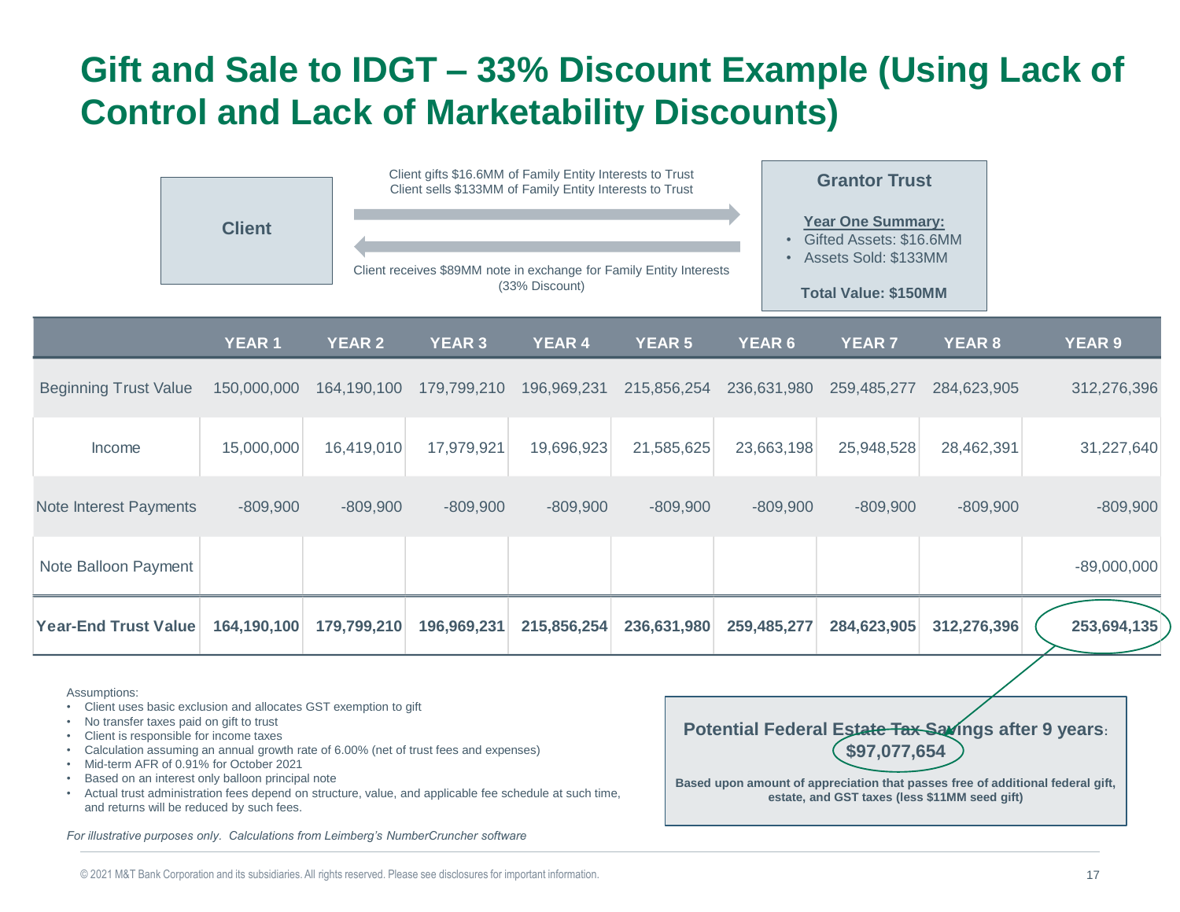# Gift and Sale to IDGT – 33% Discount Example (Using Lack of Control and Lack of Marketability Discounts)

**Client**

Client gifts $16.6MM of Family Entity Interests to Trust
Client sells $133MM of Family Entity Interests to Trust

Client receives $89MM note in exchange for Family Entity Interests (33% Discount)

**Grantor Trust**

**Year One Summary:**

- Gifted Assets: $16.6MM
- Assets Sold: $133MM

**Total Value: $150MM**

| | YEAR 1 | YEAR 2 | YEAR 3 | YEAR 4 | YEAR 5 | YEAR 6 | YEAR 7 | YEAR 8 | YEAR 9 |
|---|---|---|---|---|---|---|---|---|---|
| Beginning Trust Value | 150,000,000 | 164,190,100 | 179,799,210 | 196,969,231 | 215,856,254 | 236,631,980 | 259,485,277 | 284,623,905 | 312,276,396 |
| Income | 15,000,000 | 16,419,010 | 17,979,921 | 19,696,923 | 21,585,625 | 23,663,198 | 25,948,528 | 28,462,391 | 31,227,640 |
| Note Interest Payments | -809,900 | -809,900 | -809,900 | -809,900 | -809,900 | -809,900 | -809,900 | -809,900 | -809,900 |
| Note Balloon Payment | | | | | | | | | -89,000,000 |
| **Year-End Trust Value** | **164,190,100** | **179,799,210** | **196,969,231** | **215,856,254** | **236,631,980** | **259,485,277** | **284,623,905** | **312,276,396** | **253,694,135** |

Assumptions:

- Client uses basic exclusion and allocates GST exemption to gift
- No transfer taxes paid on gift to trust
- Client is responsible for income taxes
- Calculation assuming an annual growth rate of 6.00% (net of trust fees and expenses)
- Mid-term AFR of 0.91% for October 2021
- Based on an interest only balloon principal note
- Actual trust administration fees depend on structure, value, and applicable fee schedule at such time, and returns will be reduced by such fees.

*For illustrative purposes only. Calculations from Leimberg's NumberCruncher software*

**Potential Federal Estate Tax Savings after 9 years: $97,077,654**

**Based upon amount of appreciation that passes free of additional federal gift, estate, and GST taxes (less $11MM seed gift)**

© 2021 M&T Bank Corporation and its subsidiaries. All rights reserved. Please see disclosures for important information.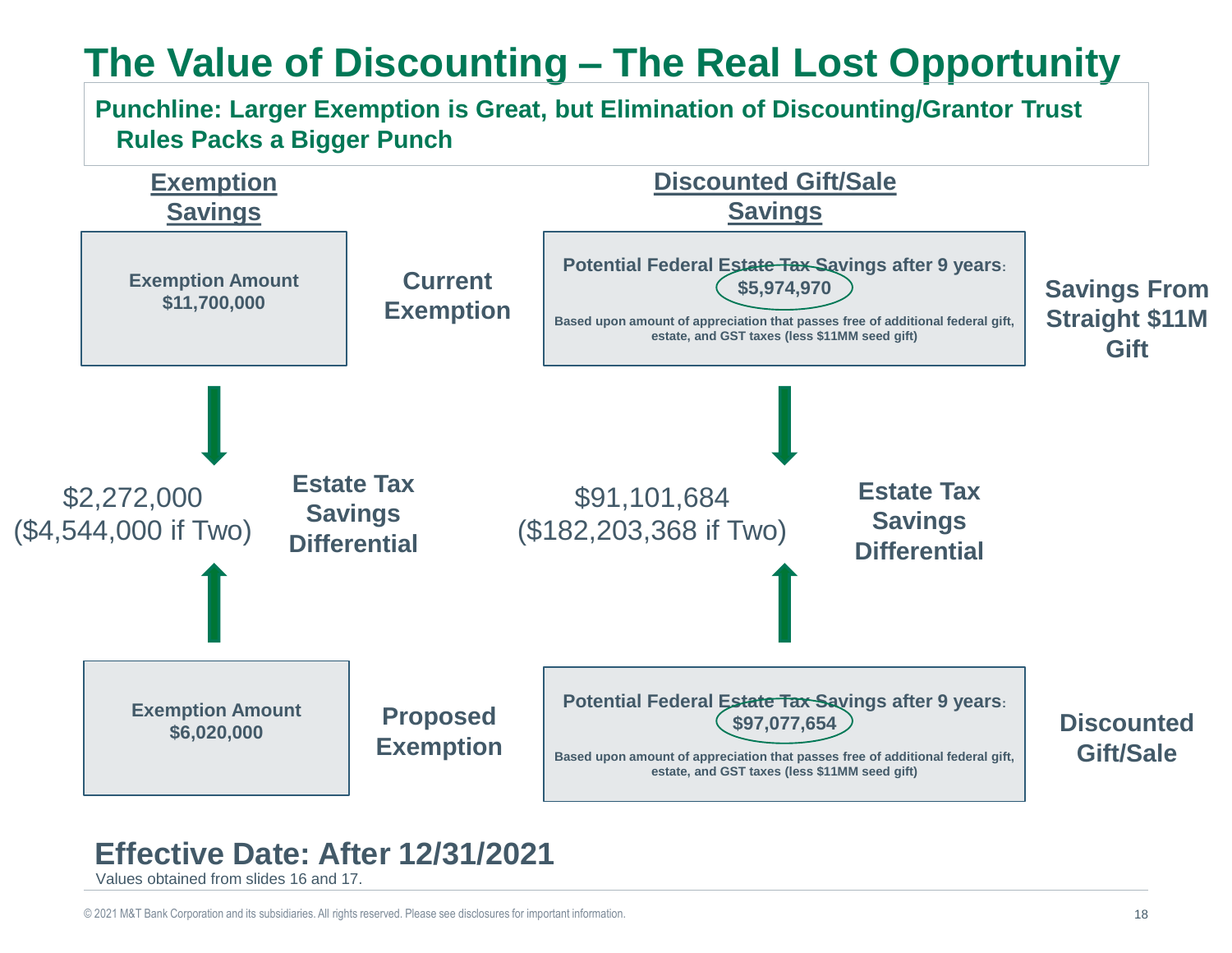# The Value of Discounting – The Real Lost Opportunity

**Punchline: Larger Exemption is Great, but Elimination of Discounting/Grantor Trust Rules Packs a Bigger Punch**

## Exemption Savings

**Current Exemption**

**Exemption Amount**
**$11,700,000**

**Estate Tax Savings Differential**

$2,272,000
($4,544,000 if Two)

**Proposed Exemption**

**Exemption Amount**
**$6,020,000**

## Discounted Gift/Sale Savings

**Savings From Straight $11M Gift**

**Potential Federal Estate Tax Savings after 9 years:**
**$5,974,970**

**Based upon amount of appreciation that passes free of additional federal gift, estate, and GST taxes (less $11MM seed gift)**

**Estate Tax Savings Differential**

$91,101,684
($182,203,368 if Two)

**Discounted Gift/Sale**

**Potential Federal Estate Tax Savings after 9 years:**
**$97,077,654**

**Based upon amount of appreciation that passes free of additional federal gift, estate, and GST taxes (less $11MM seed gift)**

## Effective Date: After 12/31/2021

Values obtained from slides 16 and 17.

© 2021 M&T Bank Corporation and its subsidiaries. All rights reserved. Please see disclosures for important information.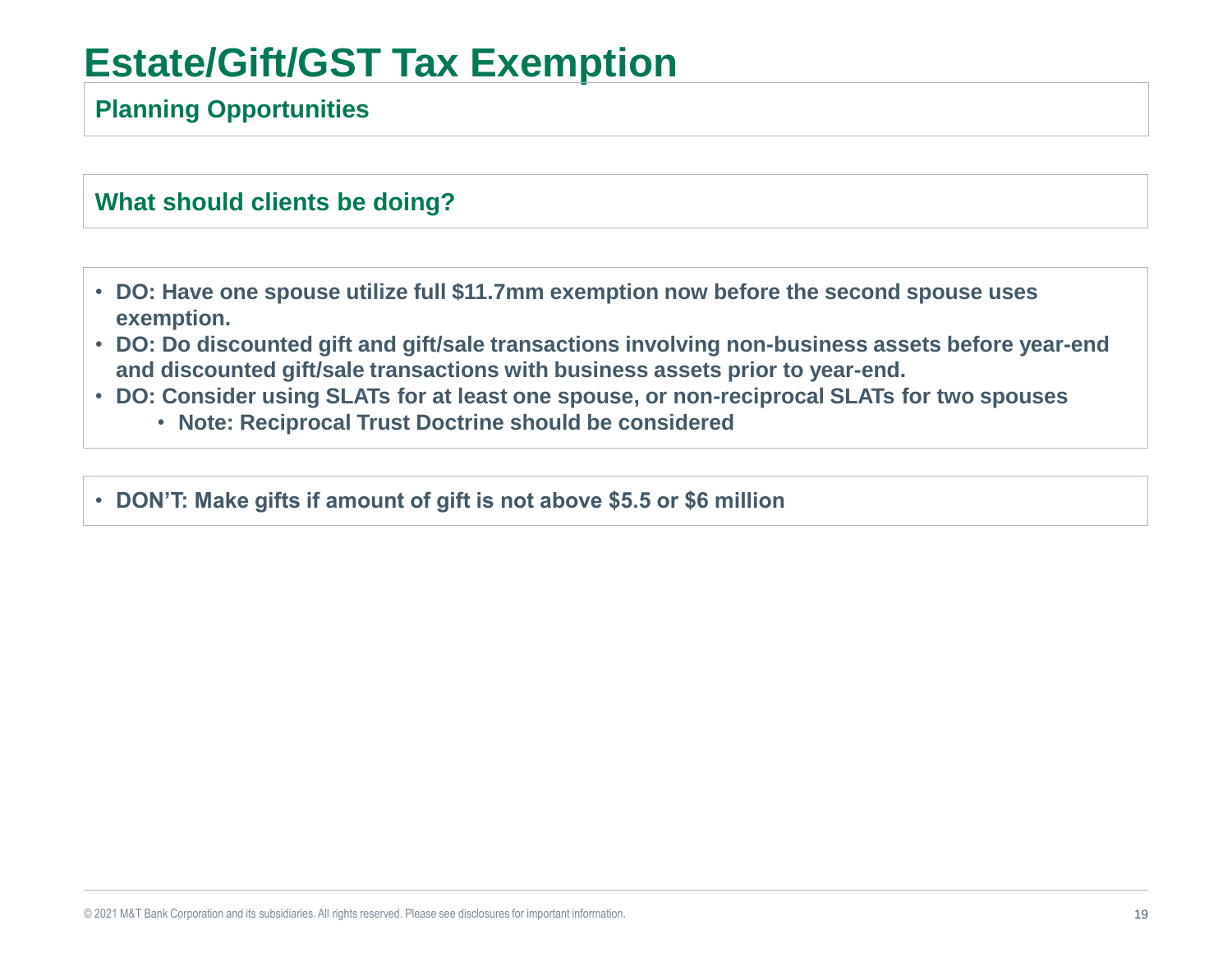# Estate/Gift/GST Tax Exemption

## Planning Opportunities

### What should clients be doing?

- **DO: Have one spouse utilize full $11.7mm exemption now before the second spouse uses exemption.**
- **DO: Do discounted gift and gift/sale transactions involving non-business assets before year-end and discounted gift/sale transactions with business assets prior to year-end.**
- **DO: Consider using SLATs for at least one spouse, or non-reciprocal SLATs for two spouses**
  - **Note: Reciprocal Trust Doctrine should be considered**

- **DON'T: Make gifts if amount of gift is not above $5.5 or $6 million**

© 2021 M&T Bank Corporation and its subsidiaries. All rights reserved. Please see disclosures for important information.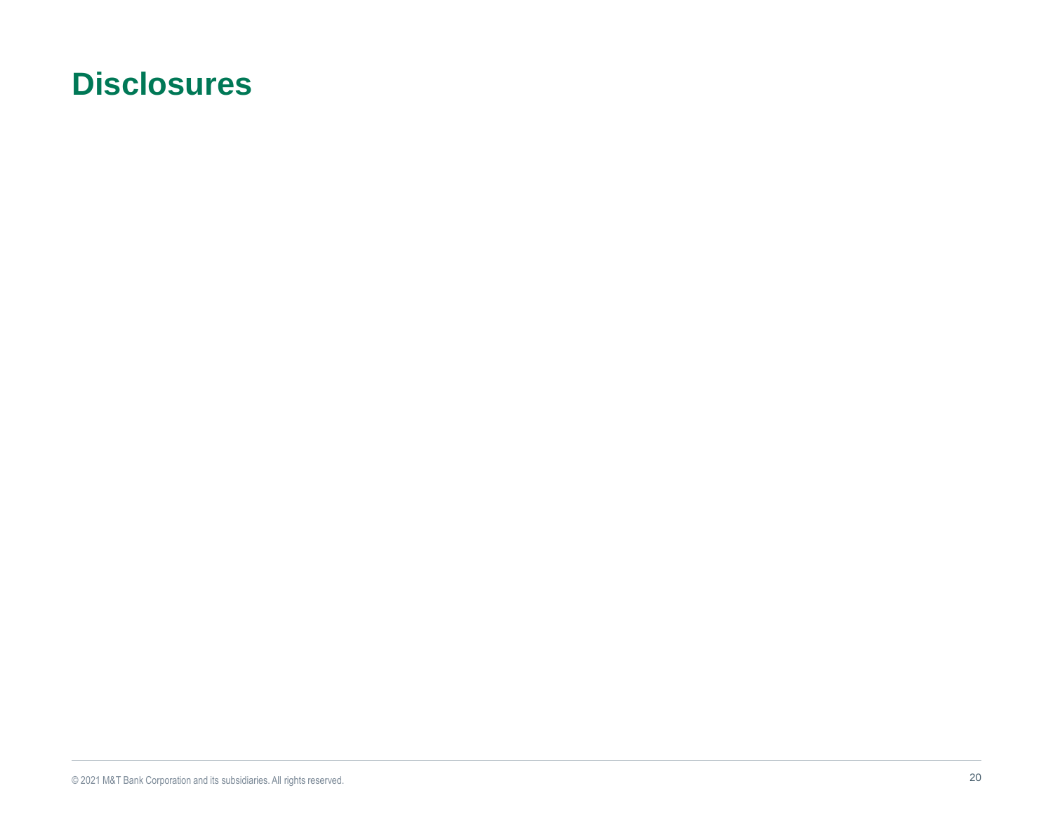# Disclosures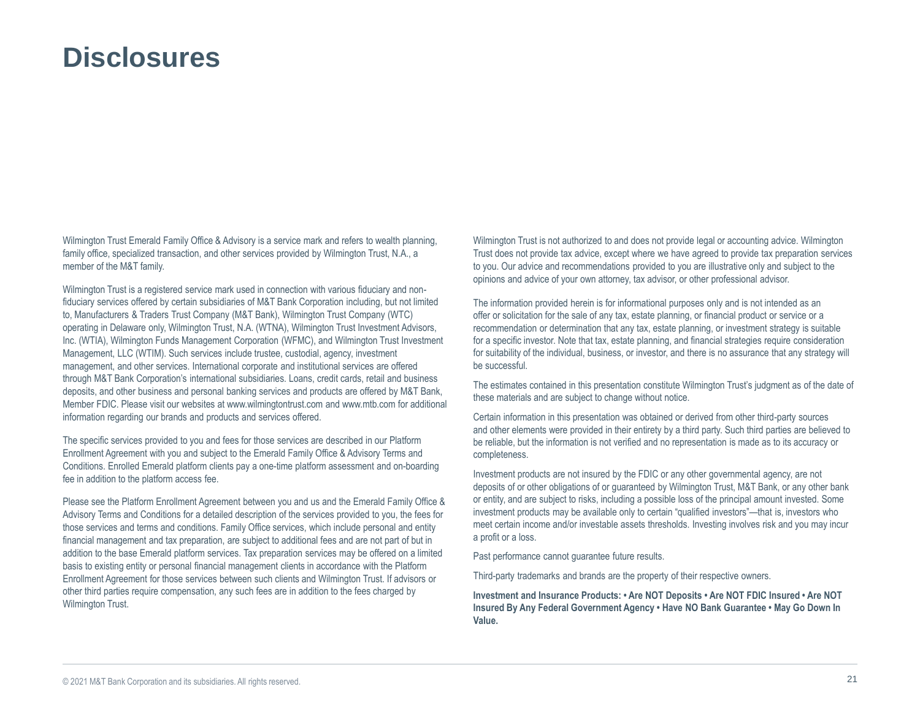# Disclosures

Wilmington Trust Emerald Family Office & Advisory is a service mark and refers to wealth planning, family office, specialized transaction, and other services provided by Wilmington Trust, N.A., a member of the M&T family.

Wilmington Trust is a registered service mark used in connection with various fiduciary and non-fiduciary services offered by certain subsidiaries of M&T Bank Corporation including, but not limited to, Manufacturers & Traders Trust Company (M&T Bank), Wilmington Trust Company (WTC) operating in Delaware only, Wilmington Trust, N.A. (WTNA), Wilmington Trust Investment Advisors, Inc. (WTIA), Wilmington Funds Management Corporation (WFMC), and Wilmington Trust Investment Management, LLC (WTIM). Such services include trustee, custodial, agency, investment management, and other services. International corporate and institutional services are offered through M&T Bank Corporation's international subsidiaries. Loans, credit cards, retail and business deposits, and other business and personal banking services and products are offered by M&T Bank, Member FDIC. Please visit our websites at www.wilmingtontrust.com and www.mtb.com for additional information regarding our brands and products and services offered.

The specific services provided to you and fees for those services are described in our Platform Enrollment Agreement with you and subject to the Emerald Family Office & Advisory Terms and Conditions. Enrolled Emerald platform clients pay a one-time platform assessment and on-boarding fee in addition to the platform access fee.

Please see the Platform Enrollment Agreement between you and us and the Emerald Family Office & Advisory Terms and Conditions for a detailed description of the services provided to you, the fees for those services and terms and conditions. Family Office services, which include personal and entity financial management and tax preparation, are subject to additional fees and are not part of but in addition to the base Emerald platform services. Tax preparation services may be offered on a limited basis to existing entity or personal financial management clients in accordance with the Platform Enrollment Agreement for those services between such clients and Wilmington Trust. If advisors or other third parties require compensation, any such fees are in addition to the fees charged by Wilmington Trust.

Wilmington Trust is not authorized to and does not provide legal or accounting advice. Wilmington Trust does not provide tax advice, except where we have agreed to provide tax preparation services to you. Our advice and recommendations provided to you are illustrative only and subject to the opinions and advice of your own attorney, tax advisor, or other professional advisor.

The information provided herein is for informational purposes only and is not intended as an offer or solicitation for the sale of any tax, estate planning, or financial product or service or a recommendation or determination that any tax, estate planning, or investment strategy is suitable for a specific investor. Note that tax, estate planning, and financial strategies require consideration for suitability of the individual, business, or investor, and there is no assurance that any strategy will be successful.

The estimates contained in this presentation constitute Wilmington Trust's judgment as of the date of these materials and are subject to change without notice.

Certain information in this presentation was obtained or derived from other third-party sources and other elements were provided in their entirety by a third party. Such third parties are believed to be reliable, but the information is not verified and no representation is made as to its accuracy or completeness.

Investment products are not insured by the FDIC or any other governmental agency, are not deposits of or other obligations of or guaranteed by Wilmington Trust, M&T Bank, or any other bank or entity, and are subject to risks, including a possible loss of the principal amount invested. Some investment products may be available only to certain "qualified investors"—that is, investors who meet certain income and/or investable assets thresholds. Investing involves risk and you may incur a profit or a loss.

Past performance cannot guarantee future results.

Third-party trademarks and brands are the property of their respective owners.

**Investment and Insurance Products: • Are NOT Deposits • Are NOT FDIC Insured • Are NOT Insured By Any Federal Government Agency • Have NO Bank Guarantee • May Go Down In Value.**

© 2021 M&T Bank Corporation and its subsidiaries. All rights reserved.